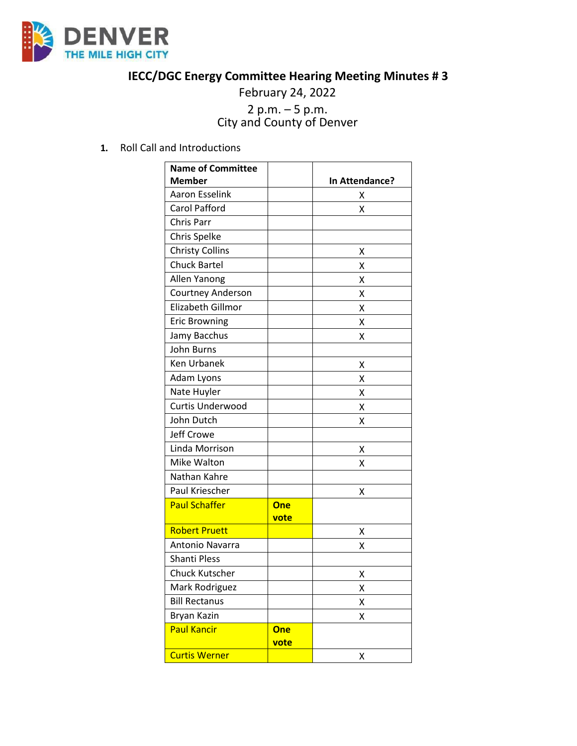DENVER
THE MILE HIGH CITY

# IECC/DGC Energy Committee Hearing Meeting Minutes # 3

February 24, 2022

2 p.m. – 5 p.m.
City and County of Denver

1. Roll Call and Introductions

| Name of Committee Member | | In Attendance? |
|---|---|---|
| Aaron Esselink | | X |
| Carol Pafford | | X |
| Chris Parr | | |
| Chris Spelke | | |
| Christy Collins | | X |
| Chuck Bartel | | X |
| Allen Yanong | | X |
| Courtney Anderson | | X |
| Elizabeth Gillmor | | X |
| Eric Browning | | X |
| Jamy Bacchus | | X |
| John Burns | | |
| Ken Urbanek | | X |
| Adam Lyons | | X |
| Nate Huyler | | X |
| Curtis Underwood | | X |
| John Dutch | | X |
| Jeff Crowe | | |
| Linda Morrison | | X |
| Mike Walton | | X |
| Nathan Kahre | | |
| Paul Kriescher | | X |
| Paul Schaffer | **One vote** | |
| Robert Pruett | | X |
| Antonio Navarra | | X |
| Shanti Pless | | |
| Chuck Kutscher | | X |
| Mark Rodriguez | | X |
| Bill Rectanus | | X |
| Bryan Kazin | | X |
| Paul Kancir | **One vote** | |
| Curtis Werner | | X |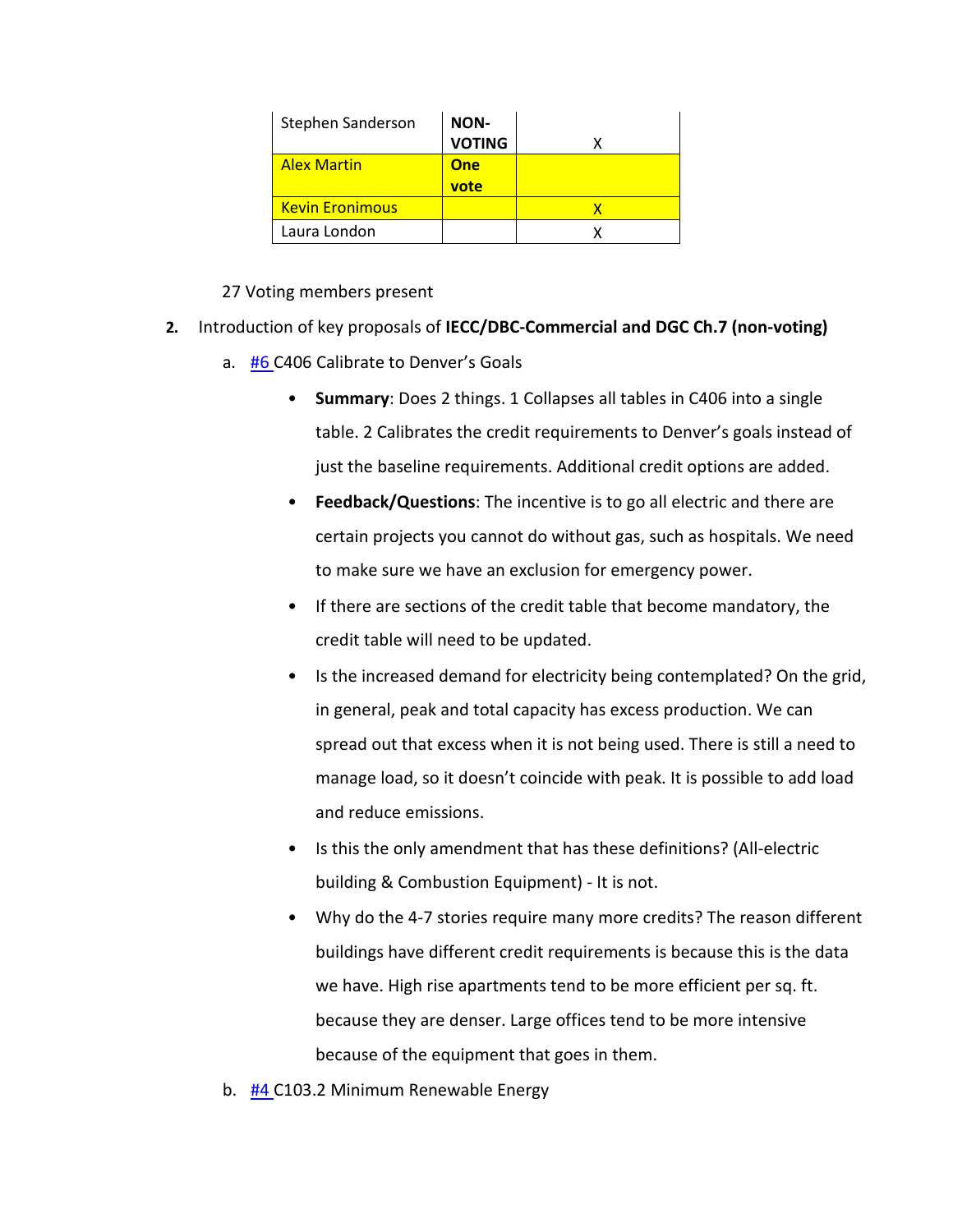| Stephen Sanderson | NON-VOTING | X |
|---|---|---|
| Alex Martin | One vote | |
| Kevin Eronimous | | X |
| Laura London | | X |

27 Voting members present

2. Introduction of key proposals of **IECC/DBC-Commercial and DGC Ch.7 (non-voting)**

   a. #6 C406 Calibrate to Denver's Goals

      - **Summary**: Does 2 things. 1 Collapses all tables in C406 into a single table. 2 Calibrates the credit requirements to Denver's goals instead of just the baseline requirements. Additional credit options are added.
      - **Feedback/Questions**: The incentive is to go all electric and there are certain projects you cannot do without gas, such as hospitals. We need to make sure we have an exclusion for emergency power.
      - If there are sections of the credit table that become mandatory, the credit table will need to be updated.
      - Is the increased demand for electricity being contemplated? On the grid, in general, peak and total capacity has excess production. We can spread out that excess when it is not being used. There is still a need to manage load, so it doesn't coincide with peak. It is possible to add load and reduce emissions.
      - Is this the only amendment that has these definitions? (All-electric building & Combustion Equipment) - It is not.
      - Why do the 4-7 stories require many more credits? The reason different buildings have different credit requirements is because this is the data we have. High rise apartments tend to be more efficient per sq. ft. because they are denser. Large offices tend to be more intensive because of the equipment that goes in them.

   b. #4 C103.2 Minimum Renewable Energy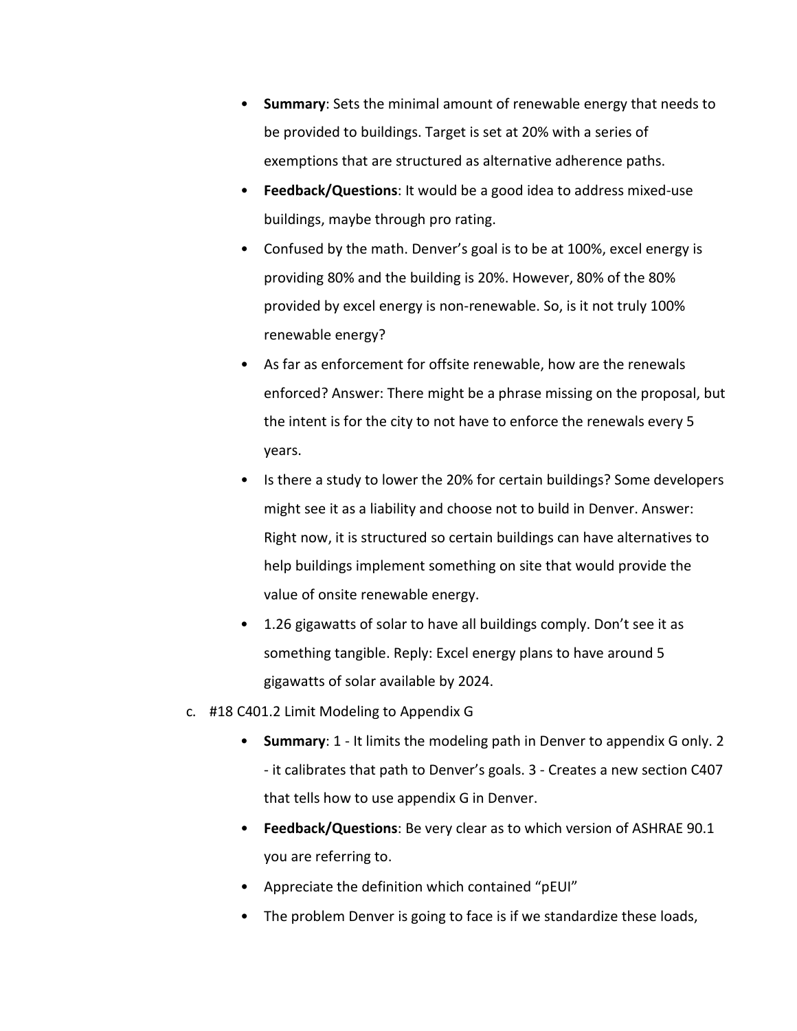- **Summary**: Sets the minimal amount of renewable energy that needs to be provided to buildings. Target is set at 20% with a series of exemptions that are structured as alternative adherence paths.
- **Feedback/Questions**: It would be a good idea to address mixed-use buildings, maybe through pro rating.
- Confused by the math. Denver's goal is to be at 100%, excel energy is providing 80% and the building is 20%. However, 80% of the 80% provided by excel energy is non-renewable. So, is it not truly 100% renewable energy?
- As far as enforcement for offsite renewable, how are the renewals enforced? Answer: There might be a phrase missing on the proposal, but the intent is for the city to not have to enforce the renewals every 5 years.
- Is there a study to lower the 20% for certain buildings? Some developers might see it as a liability and choose not to build in Denver. Answer: Right now, it is structured so certain buildings can have alternatives to help buildings implement something on site that would provide the value of onsite renewable energy.
- 1.26 gigawatts of solar to have all buildings comply. Don't see it as something tangible. Reply: Excel energy plans to have around 5 gigawatts of solar available by 2024.

c. #18 C401.2 Limit Modeling to Appendix G

- **Summary**: 1 - It limits the modeling path in Denver to appendix G only. 2 - it calibrates that path to Denver's goals. 3 - Creates a new section C407 that tells how to use appendix G in Denver.
- **Feedback/Questions**: Be very clear as to which version of ASHRAE 90.1 you are referring to.
- Appreciate the definition which contained "pEUI"
- The problem Denver is going to face is if we standardize these loads,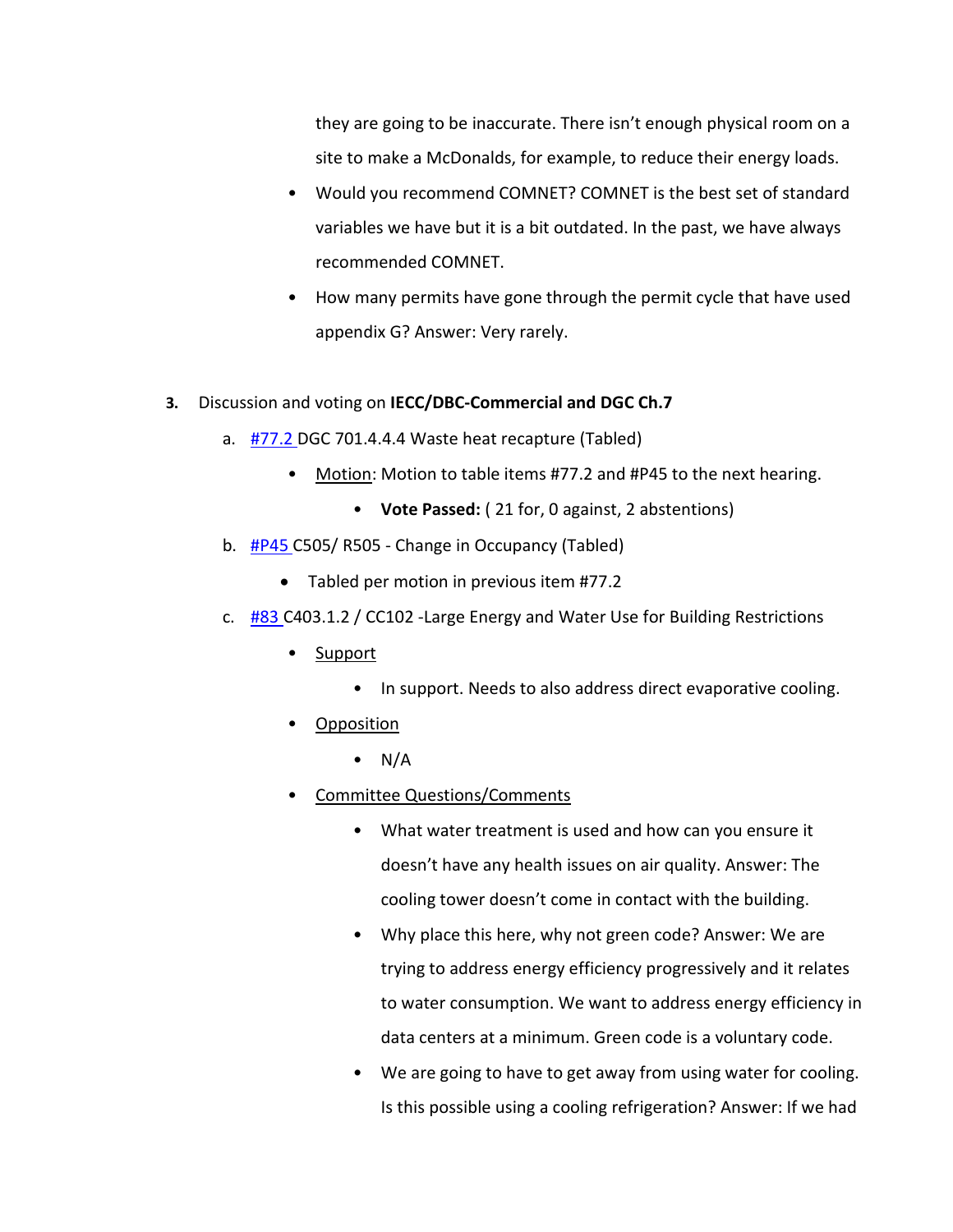they are going to be inaccurate. There isn't enough physical room on a site to make a McDonalds, for example, to reduce their energy loads.

- Would you recommend COMNET? COMNET is the best set of standard variables we have but it is a bit outdated. In the past, we have always recommended COMNET.
- How many permits have gone through the permit cycle that have used appendix G? Answer: Very rarely.

**3.** Discussion and voting on **IECC/DBC-Commercial and DGC Ch.7**

a. #77.2 DGC 701.4.4.4 Waste heat recapture (Tabled)

- Motion: Motion to table items #77.2 and #P45 to the next hearing.
    - **Vote Passed:** ( 21 for, 0 against, 2 abstentions)

b. #P45 C505/ R505 - Change in Occupancy (Tabled)

- Tabled per motion in previous item #77.2

c. #83 C403.1.2 / CC102 -Large Energy and Water Use for Building Restrictions

- Support
    - In support. Needs to also address direct evaporative cooling.
- Opposition
    - N/A
- Committee Questions/Comments
    - What water treatment is used and how can you ensure it doesn't have any health issues on air quality. Answer: The cooling tower doesn't come in contact with the building.
    - Why place this here, why not green code? Answer: We are trying to address energy efficiency progressively and it relates to water consumption. We want to address energy efficiency in data centers at a minimum. Green code is a voluntary code.
    - We are going to have to get away from using water for cooling. Is this possible using a cooling refrigeration? Answer: If we had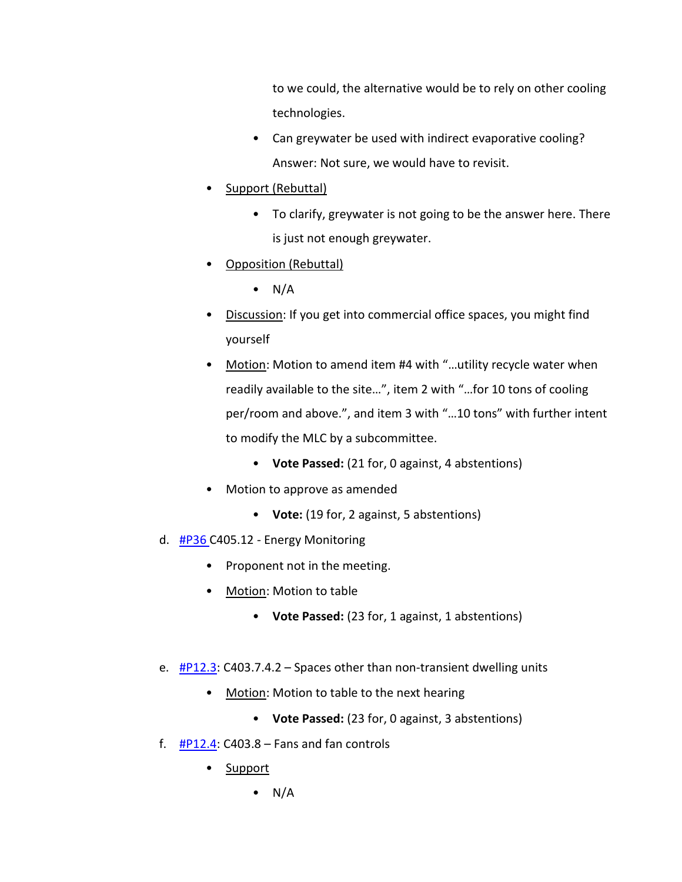to we could, the alternative would be to rely on other cooling technologies.

- Can greywater be used with indirect evaporative cooling? Answer: Not sure, we would have to revisit.

- <u>Support (Rebuttal)</u>
    - To clarify, greywater is not going to be the answer here. There is just not enough greywater.
- <u>Opposition (Rebuttal)</u>
    - N/A
- <u>Discussion</u>: If you get into commercial office spaces, you might find yourself
- <u>Motion</u>: Motion to amend item #4 with "…utility recycle water when readily available to the site…", item 2 with "…for 10 tons of cooling per/room and above.", and item 3 with "…10 tons" with further intent to modify the MLC by a subcommittee.
    - **Vote Passed:** (21 for, 0 against, 4 abstentions)
- Motion to approve as amended
    - **Vote:** (19 for, 2 against, 5 abstentions)

d. #P36 C405.12 - Energy Monitoring

- Proponent not in the meeting.
- <u>Motion</u>: Motion to table
    - **Vote Passed:** (23 for, 1 against, 1 abstentions)

e. #P12.3: C403.7.4.2 – Spaces other than non-transient dwelling units

- <u>Motion</u>: Motion to table to the next hearing
    - **Vote Passed:** (23 for, 0 against, 3 abstentions)

f. #P12.4: C403.8 – Fans and fan controls

- <u>Support</u>
    - N/A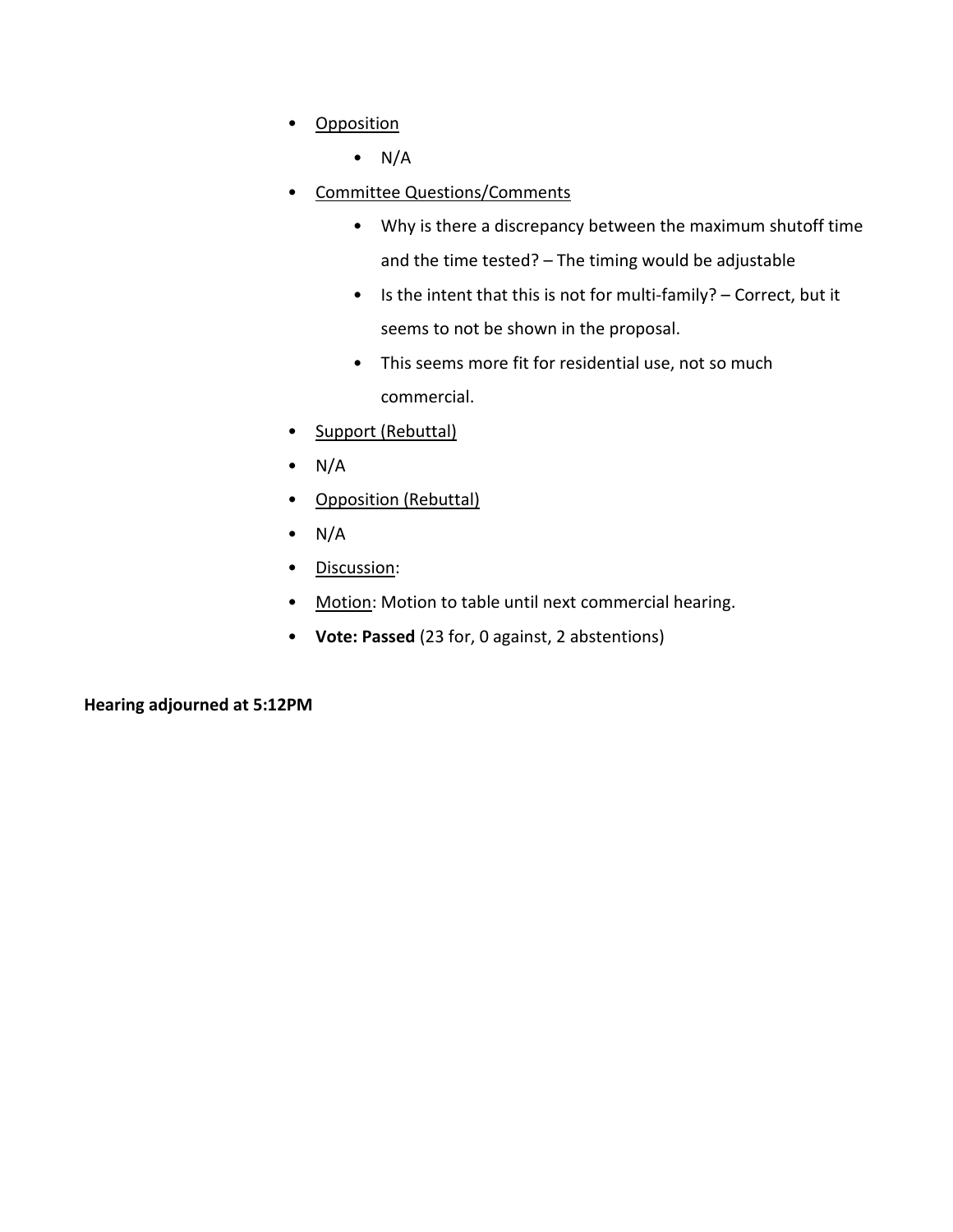- <u>Opposition</u>
    - N/A
- <u>Committee Questions/Comments</u>
    - Why is there a discrepancy between the maximum shutoff time and the time tested? – The timing would be adjustable
    - Is the intent that this is not for multi-family? – Correct, but it seems to not be shown in the proposal.
    - This seems more fit for residential use, not so much commercial.
- <u>Support (Rebuttal)</u>
- N/A
- <u>Opposition (Rebuttal)</u>
- N/A
- <u>Discussion</u>:
- <u>Motion</u>: Motion to table until next commercial hearing.
- **Vote: Passed** (23 for, 0 against, 2 abstentions)

**Hearing adjourned at 5:12PM**